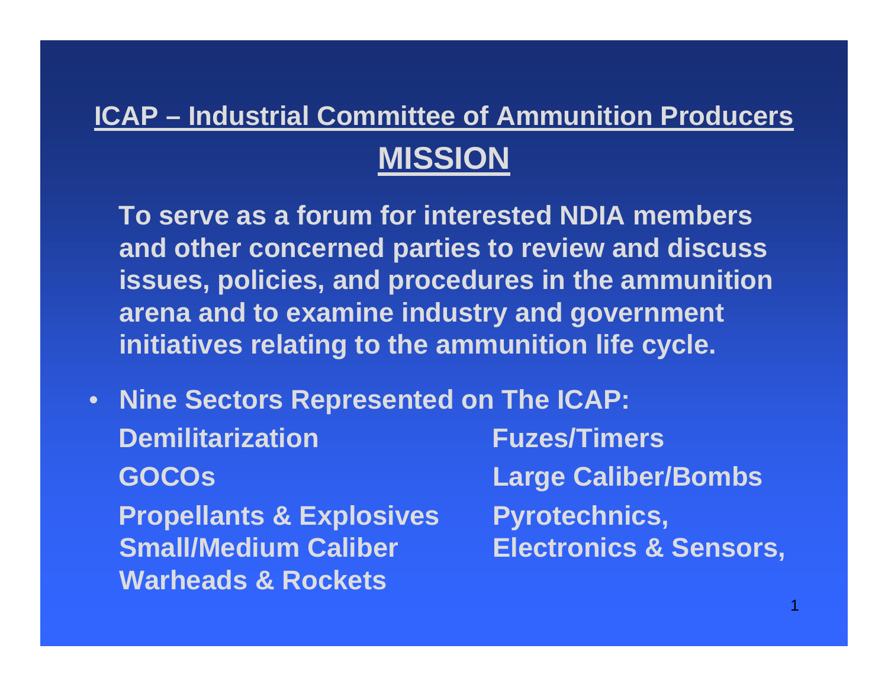# ICAP – Industrial Committee of Ammunition Producers

## MISSION

**To serve as a forum for interested NDIA members and other concerned parties to review and discuss issues, policies, and procedures in the ammunition arena and to examine industry and government initiatives relating to the ammunition life cycle.**

- **Nine Sectors Represented on The ICAP:**

**Demilitarization**
**GOCOs**
**Propellants & Explosives**
**Small/Medium Caliber**
**Warheads & Rockets**
**Fuzes/Timers**
**Large Caliber/Bombs**
**Pyrotechnics,**
**Electronics & Sensors,**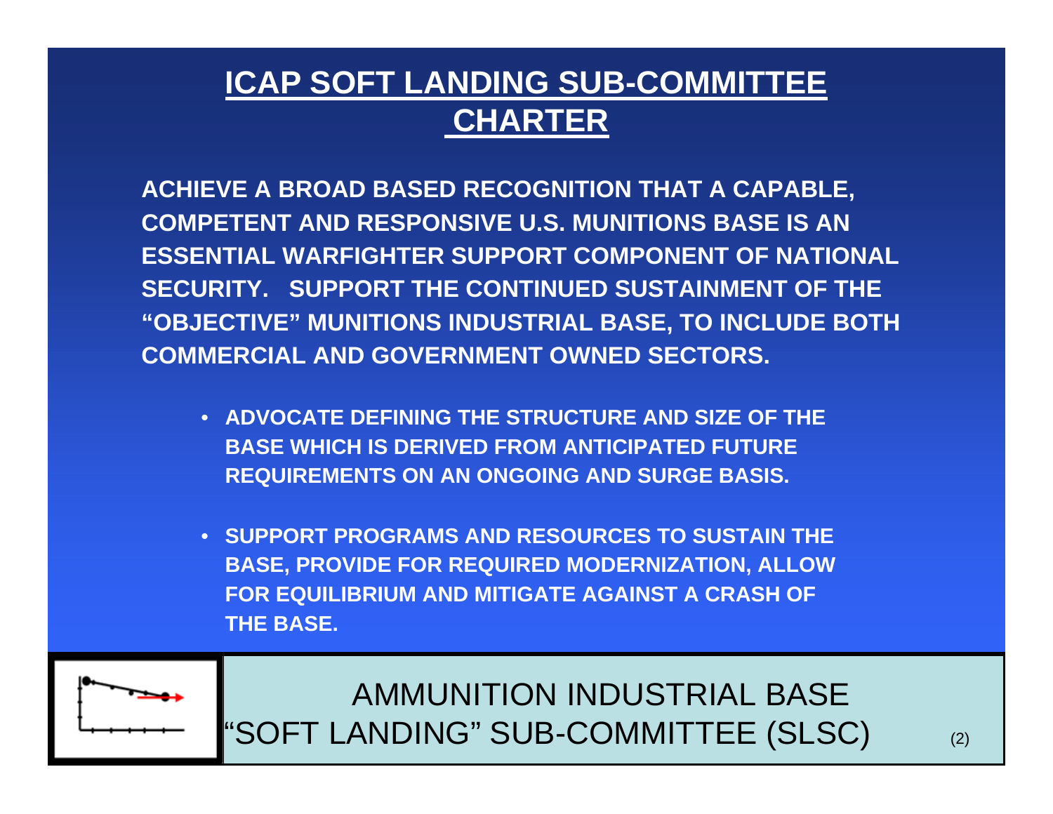# ICAP SOFT LANDING SUB-COMMITTEE CHARTER

**ACHIEVE A BROAD BASED RECOGNITION THAT A CAPABLE, COMPETENT AND RESPONSIVE U.S. MUNITIONS BASE IS AN ESSENTIAL WARFIGHTER SUPPORT COMPONENT OF NATIONAL SECURITY. SUPPORT THE CONTINUED SUSTAINMENT OF THE "OBJECTIVE" MUNITIONS INDUSTRIAL BASE, TO INCLUDE BOTH COMMERCIAL AND GOVERNMENT OWNED SECTORS.**

- **ADVOCATE DEFINING THE STRUCTURE AND SIZE OF THE BASE WHICH IS DERIVED FROM ANTICIPATED FUTURE REQUIREMENTS ON AN ONGOING AND SURGE BASIS.**
- **SUPPORT PROGRAMS AND RESOURCES TO SUSTAIN THE BASE, PROVIDE FOR REQUIRED MODERNIZATION, ALLOW FOR EQUILIBRIUM AND MITIGATE AGAINST A CRASH OF THE BASE.**

AMMUNITION INDUSTRIAL BASE
"SOFT LANDING" SUB-COMMITTEE (SLSC)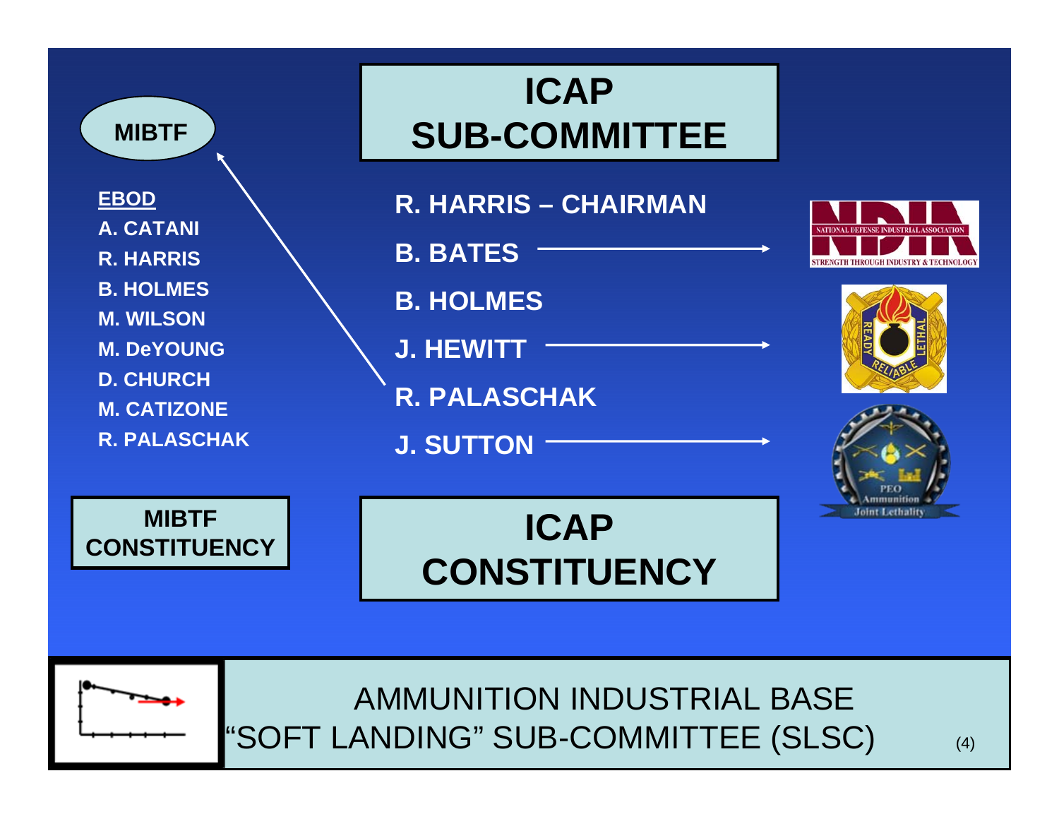## ICAP SUB-COMMITTEE

**MIBTF**

**EBOD**

- A. CATANI
- R. HARRIS
- B. HOLMES
- M. WILSON
- M. DeYOUNG
- D. CHURCH
- M. CATIZONE
- R. PALASCHAK

**MIBTF CONSTITUENCY**

- R. HARRIS – CHAIRMAN
- B. BATES
- B. HOLMES
- J. HEWITT
- R. PALASCHAK
- J. SUTTON

**ICAP CONSTITUENCY**

NATIONAL DEFENSE INDUSTRIAL ASSOCIATION
STRENGTH THROUGH INDUSTRY & TECHNOLOGY

READY RELIABLE LETHAL

PEO Ammunition
Joint Lethality

AMMUNITION INDUSTRIAL BASE
"SOFT LANDING" SUB-COMMITTEE (SLSC)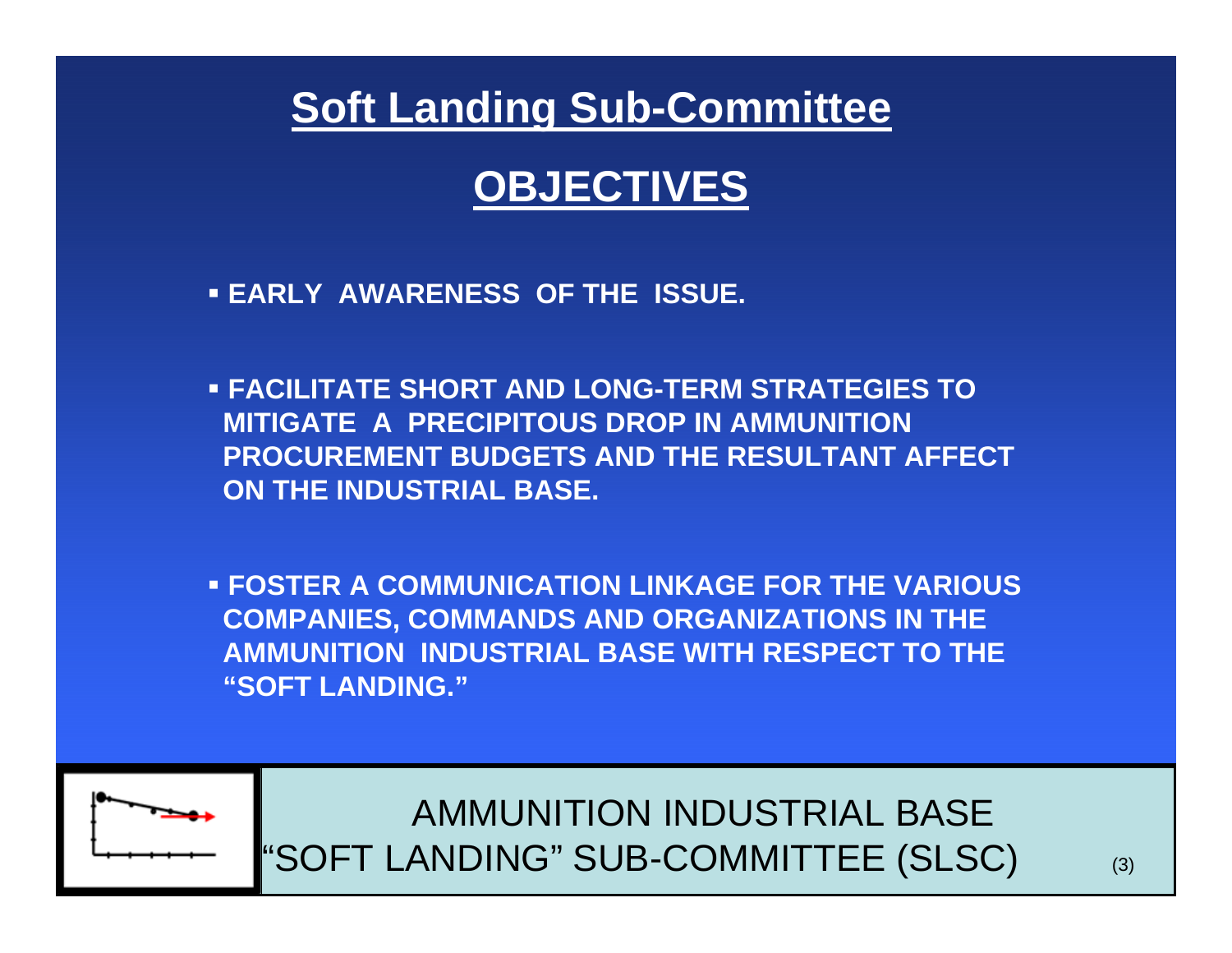# Soft Landing Sub-Committee

## OBJECTIVES

- **EARLY AWARENESS OF THE ISSUE.**
- **FACILITATE SHORT AND LONG-TERM STRATEGIES TO MITIGATE A PRECIPITOUS DROP IN AMMUNITION PROCUREMENT BUDGETS AND THE RESULTANT AFFECT ON THE INDUSTRIAL BASE.**
- **FOSTER A COMMUNICATION LINKAGE FOR THE VARIOUS COMPANIES, COMMANDS AND ORGANIZATIONS IN THE AMMUNITION INDUSTRIAL BASE WITH RESPECT TO THE "SOFT LANDING."**

AMMUNITION INDUSTRIAL BASE
"SOFT LANDING" SUB-COMMITTEE (SLSC)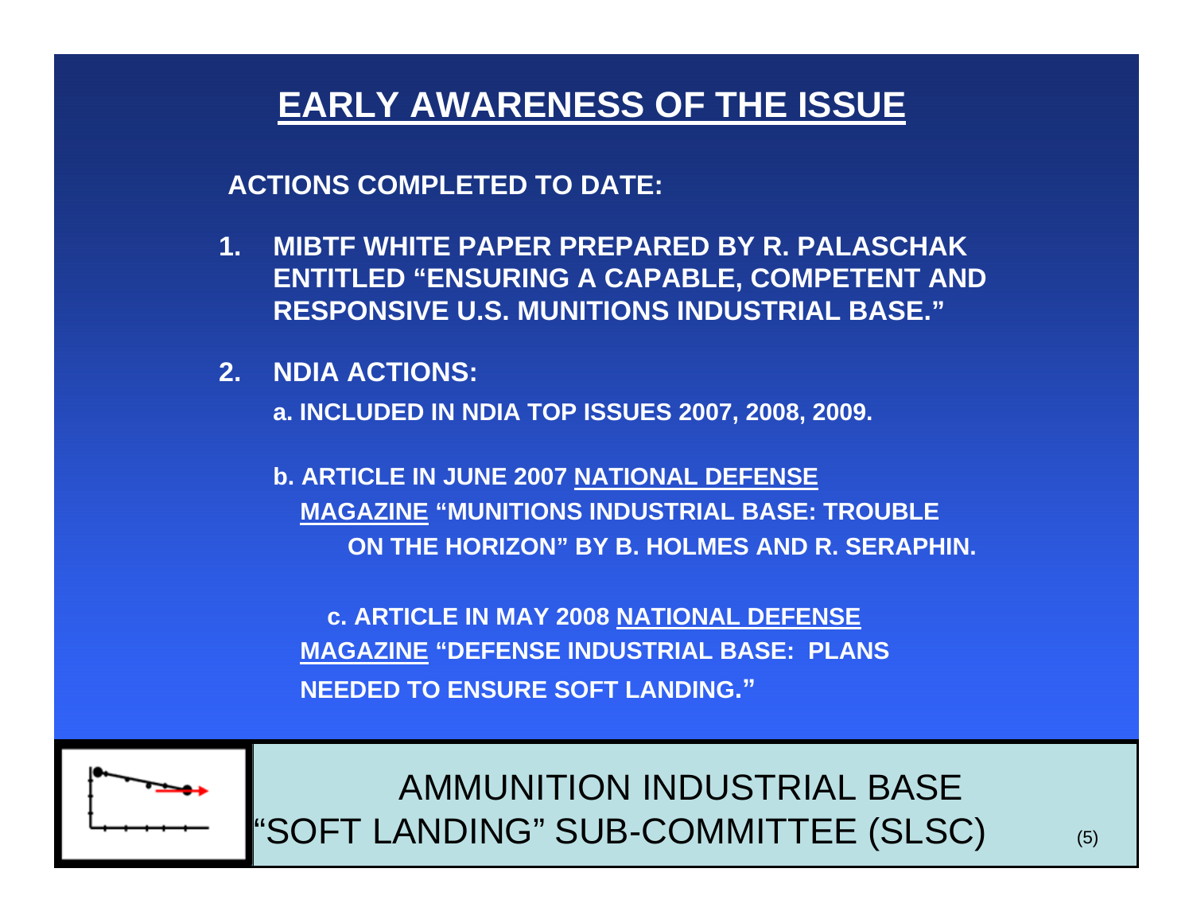# EARLY AWARENESS OF THE ISSUE

**ACTIONS COMPLETED TO DATE:**

1. **MIBTF WHITE PAPER PREPARED BY R. PALASCHAK ENTITLED "ENSURING A CAPABLE, COMPETENT AND RESPONSIVE U.S. MUNITIONS INDUSTRIAL BASE."**

2. **NDIA ACTIONS:**

   **a. INCLUDED IN NDIA TOP ISSUES 2007, 2008, 2009.**

   **b. ARTICLE IN JUNE 2007 NATIONAL DEFENSE MAGAZINE "MUNITIONS INDUSTRIAL BASE: TROUBLE ON THE HORIZON" BY B. HOLMES AND R. SERAPHIN.**

   **c. ARTICLE IN MAY 2008 NATIONAL DEFENSE MAGAZINE "DEFENSE INDUSTRIAL BASE: PLANS NEEDED TO ENSURE SOFT LANDING."**

AMMUNITION INDUSTRIAL BASE "SOFT LANDING" SUB-COMMITTEE (SLSC)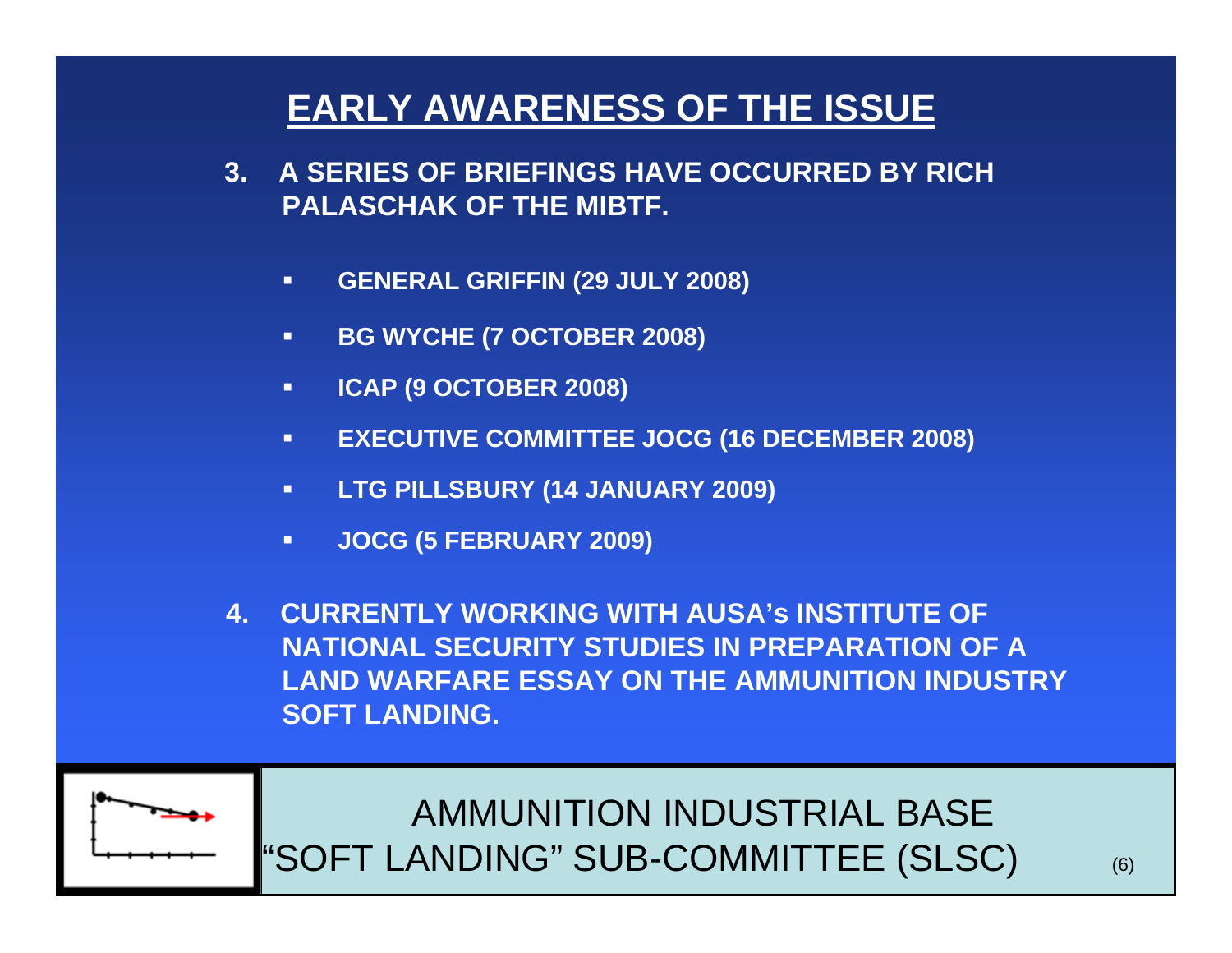# EARLY AWARENESS OF THE ISSUE

3. **A SERIES OF BRIEFINGS HAVE OCCURRED BY RICH PALASCHAK OF THE MIBTF.**

   - **GENERAL GRIFFIN (29 JULY 2008)**
   - **BG WYCHE (7 OCTOBER 2008)**
   - **ICAP (9 OCTOBER 2008)**
   - **EXECUTIVE COMMITTEE JOCG (16 DECEMBER 2008)**
   - **LTG PILLSBURY (14 JANUARY 2009)**
   - **JOCG (5 FEBRUARY 2009)**

4. **CURRENTLY WORKING WITH AUSA's INSTITUTE OF NATIONAL SECURITY STUDIES IN PREPARATION OF A LAND WARFARE ESSAY ON THE AMMUNITION INDUSTRY SOFT LANDING.**

AMMUNITION INDUSTRIAL BASE
"SOFT LANDING" SUB-COMMITTEE (SLSC)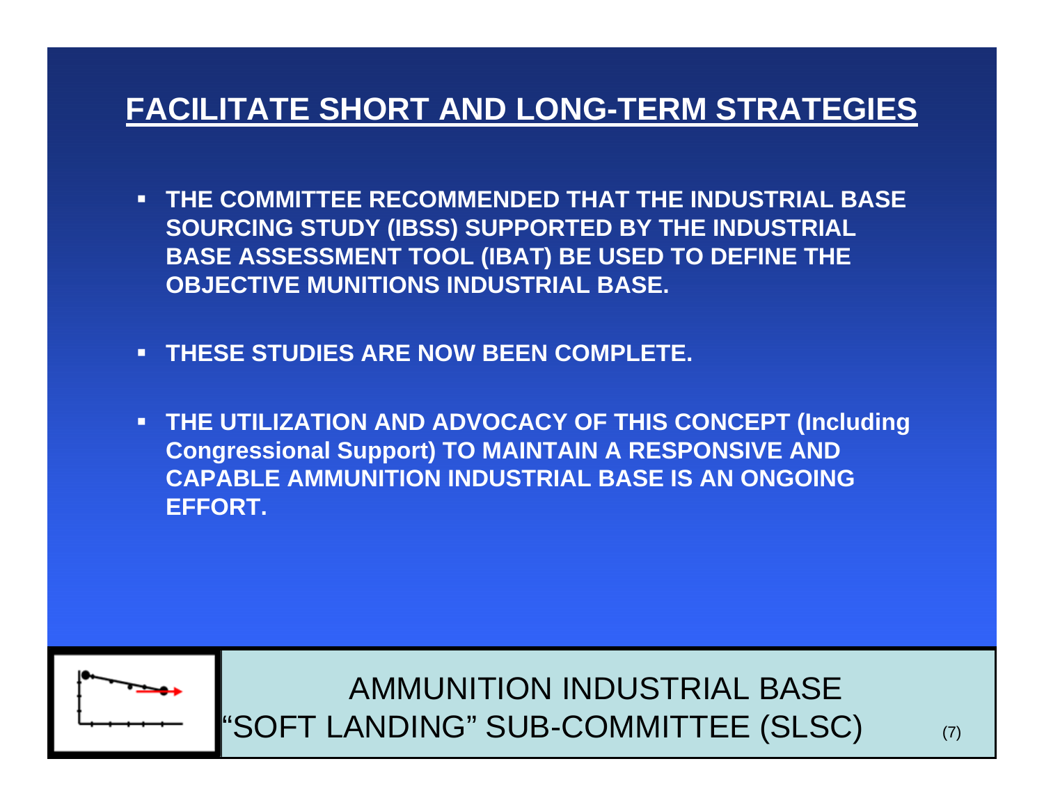## FACILITATE SHORT AND LONG-TERM STRATEGIES

- **THE COMMITTEE RECOMMENDED THAT THE INDUSTRIAL BASE SOURCING STUDY (IBSS) SUPPORTED BY THE INDUSTRIAL BASE ASSESSMENT TOOL (IBAT) BE USED TO DEFINE THE OBJECTIVE MUNITIONS INDUSTRIAL BASE.**
- **THESE STUDIES ARE NOW BEEN COMPLETE.**
- **THE UTILIZATION AND ADVOCACY OF THIS CONCEPT (Including Congressional Support) TO MAINTAIN A RESPONSIVE AND CAPABLE AMMUNITION INDUSTRIAL BASE IS AN ONGOING EFFORT.**

AMMUNITION INDUSTRIAL BASE
"SOFT LANDING" SUB-COMMITTEE (SLSC)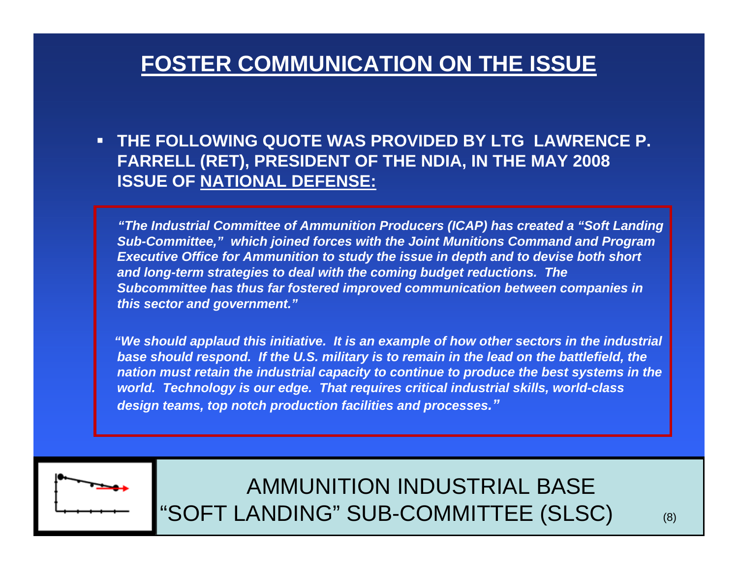# FOSTER COMMUNICATION ON THE ISSUE

- **THE FOLLOWING QUOTE WAS PROVIDED BY LTG LAWRENCE P. FARRELL (RET), PRESIDENT OF THE NDIA, IN THE MAY 2008 ISSUE OF NATIONAL DEFENSE:**

> ***"The Industrial Committee of Ammunition Producers (ICAP) has created a "Soft Landing Sub-Committee," which joined forces with the Joint Munitions Command and Program Executive Office for Ammunition to study the issue in depth and to devise both short and long-term strategies to deal with the coming budget reductions. The Subcommittee has thus far fostered improved communication between companies in this sector and government."***
>
> ***"We should applaud this initiative. It is an example of how other sectors in the industrial base should respond. If the U.S. military is to remain in the lead on the battlefield, the nation must retain the industrial capacity to continue to produce the best systems in the world. Technology is our edge. That requires critical industrial skills, world-class design teams, top notch production facilities and processes."***

AMMUNITION INDUSTRIAL BASE
"SOFT LANDING" SUB-COMMITTEE (SLSC)